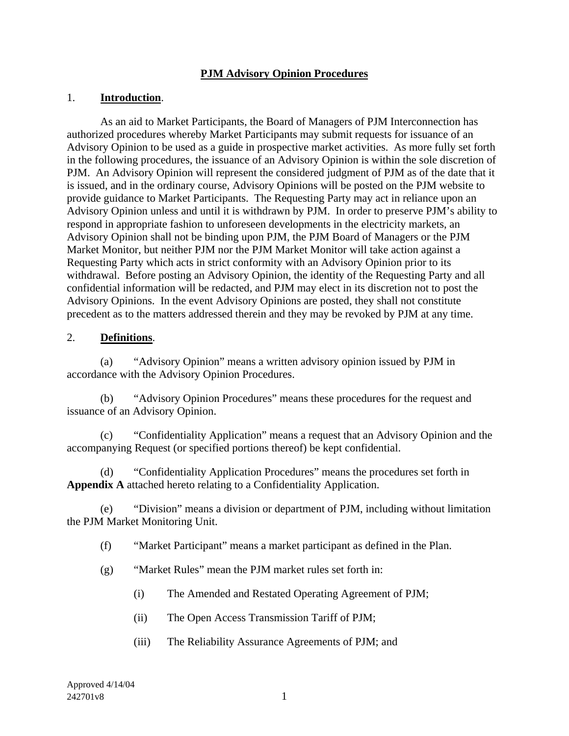# **PJM Advisory Opinion Procedures**

1. **Introduction**.

As an aid to Market Participants, the Board of Managers of PJM Interconnection has authorized procedures whereby Market Participants may submit requests for issuance of an Advisory Opinion to be used as a guide in prospective market activities. As more fully set forth in the following procedures, the issuance of an Advisory Opinion is within the sole discretion of PJM. An Advisory Opinion will represent the considered judgment of PJM as of the date that it is issued, and in the ordinary course, Advisory Opinions will be posted on the PJM website to provide guidance to Market Participants. The Requesting Party may act in reliance upon an Advisory Opinion unless and until it is withdrawn by PJM. In order to preserve PJM's ability to respond in appropriate fashion to unforeseen developments in the electricity markets, an Advisory Opinion shall not be binding upon PJM, the PJM Board of Managers or the PJM Market Monitor, but neither PJM nor the PJM Market Monitor will take action against a Requesting Party which acts in strict conformity with an Advisory Opinion prior to its withdrawal. Before posting an Advisory Opinion, the identity of the Requesting Party and all confidential information will be redacted, and PJM may elect in its discretion not to post the Advisory Opinions. In the event Advisory Opinions are posted, they shall not constitute precedent as to the matters addressed therein and they may be revoked by PJM at any time.

2. **Definitions**.

(a) "Advisory Opinion" means a written advisory opinion issued by PJM in accordance with the Advisory Opinion Procedures.

(b) "Advisory Opinion Procedures" means these procedures for the request and issuance of an Advisory Opinion.

(c) "Confidentiality Application" means a request that an Advisory Opinion and the accompanying Request (or specified portions thereof) be kept confidential.

(d) "Confidentiality Application Procedures" means the procedures set forth in **Appendix A** attached hereto relating to a Confidentiality Application.

(e) "Division" means a division or department of PJM, including without limitation the PJM Market Monitoring Unit.

(f) "Market Participant" means a market participant as defined in the Plan.

(g) "Market Rules" mean the PJM market rules set forth in:

(i) The Amended and Restated Operating Agreement of PJM;

(ii) The Open Access Transmission Tariff of PJM;

(iii) The Reliability Assurance Agreements of PJM; and

Approved 4/14/04
242701v8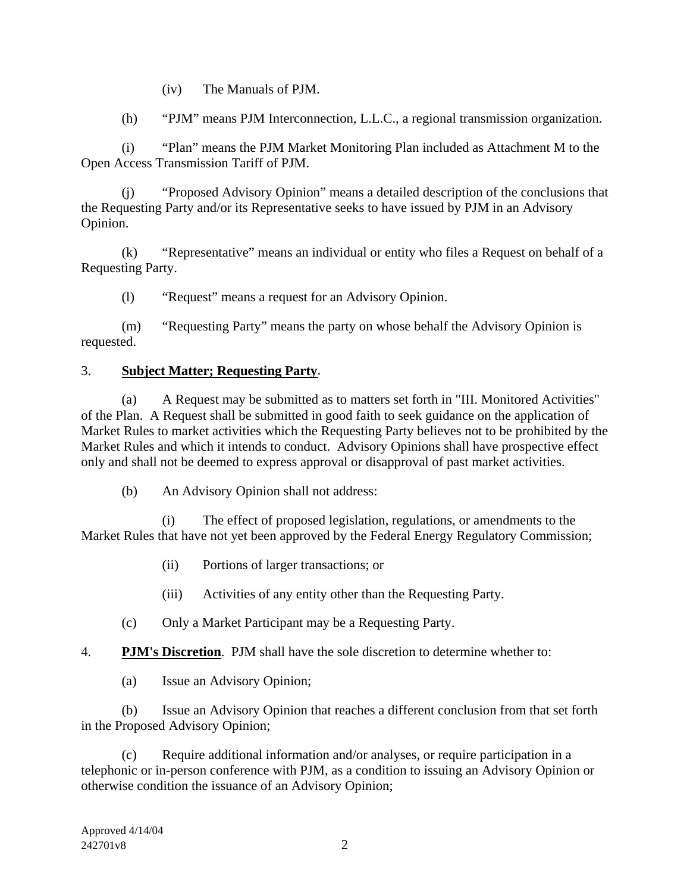(iv) The Manuals of PJM.

(h) "PJM" means PJM Interconnection, L.L.C., a regional transmission organization.

(i) "Plan" means the PJM Market Monitoring Plan included as Attachment M to the Open Access Transmission Tariff of PJM.

(j) "Proposed Advisory Opinion" means a detailed description of the conclusions that the Requesting Party and/or its Representative seeks to have issued by PJM in an Advisory Opinion.

(k) "Representative" means an individual or entity who files a Request on behalf of a Requesting Party.

(l) "Request" means a request for an Advisory Opinion.

(m) "Requesting Party" means the party on whose behalf the Advisory Opinion is requested.

3. **Subject Matter; Requesting Party**.

(a) A Request may be submitted as to matters set forth in "III. Monitored Activities" of the Plan. A Request shall be submitted in good faith to seek guidance on the application of Market Rules to market activities which the Requesting Party believes not to be prohibited by the Market Rules and which it intends to conduct. Advisory Opinions shall have prospective effect only and shall not be deemed to express approval or disapproval of past market activities.

(b) An Advisory Opinion shall not address:

(i) The effect of proposed legislation, regulations, or amendments to the Market Rules that have not yet been approved by the Federal Energy Regulatory Commission;

(ii) Portions of larger transactions; or

(iii) Activities of any entity other than the Requesting Party.

(c) Only a Market Participant may be a Requesting Party.

4. **PJM's Discretion**. PJM shall have the sole discretion to determine whether to:

(a) Issue an Advisory Opinion;

(b) Issue an Advisory Opinion that reaches a different conclusion from that set forth in the Proposed Advisory Opinion;

(c) Require additional information and/or analyses, or require participation in a telephonic or in-person conference with PJM, as a condition to issuing an Advisory Opinion or otherwise condition the issuance of an Advisory Opinion;

Approved 4/14/04
242701v8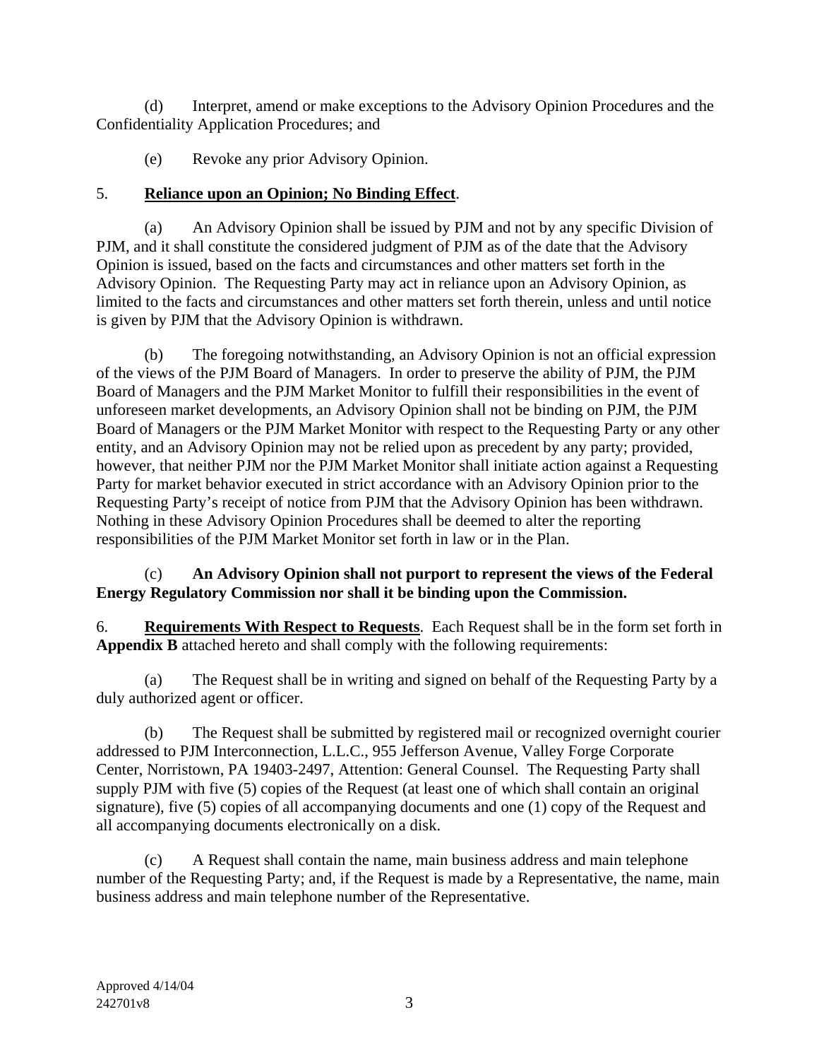(d) Interpret, amend or make exceptions to the Advisory Opinion Procedures and the Confidentiality Application Procedures; and

(e) Revoke any prior Advisory Opinion.

5. **<u>Reliance upon an Opinion; No Binding Effect</u>**.

(a) An Advisory Opinion shall be issued by PJM and not by any specific Division of PJM, and it shall constitute the considered judgment of PJM as of the date that the Advisory Opinion is issued, based on the facts and circumstances and other matters set forth in the Advisory Opinion. The Requesting Party may act in reliance upon an Advisory Opinion, as limited to the facts and circumstances and other matters set forth therein, unless and until notice is given by PJM that the Advisory Opinion is withdrawn.

(b) The foregoing notwithstanding, an Advisory Opinion is not an official expression of the views of the PJM Board of Managers. In order to preserve the ability of PJM, the PJM Board of Managers and the PJM Market Monitor to fulfill their responsibilities in the event of unforeseen market developments, an Advisory Opinion shall not be binding on PJM, the PJM Board of Managers or the PJM Market Monitor with respect to the Requesting Party or any other entity, and an Advisory Opinion may not be relied upon as precedent by any party; provided, however, that neither PJM nor the PJM Market Monitor shall initiate action against a Requesting Party for market behavior executed in strict accordance with an Advisory Opinion prior to the Requesting Party's receipt of notice from PJM that the Advisory Opinion has been withdrawn. Nothing in these Advisory Opinion Procedures shall be deemed to alter the reporting responsibilities of the PJM Market Monitor set forth in law or in the Plan.

(c) **An Advisory Opinion shall not purport to represent the views of the Federal Energy Regulatory Commission nor shall it be binding upon the Commission.**

6. **<u>Requirements With Respect to Requests</u>**. Each Request shall be in the form set forth in **Appendix B** attached hereto and shall comply with the following requirements:

(a) The Request shall be in writing and signed on behalf of the Requesting Party by a duly authorized agent or officer.

(b) The Request shall be submitted by registered mail or recognized overnight courier addressed to PJM Interconnection, L.L.C., 955 Jefferson Avenue, Valley Forge Corporate Center, Norristown, PA 19403-2497, Attention: General Counsel. The Requesting Party shall supply PJM with five (5) copies of the Request (at least one of which shall contain an original signature), five (5) copies of all accompanying documents and one (1) copy of the Request and all accompanying documents electronically on a disk.

(c) A Request shall contain the name, main business address and main telephone number of the Requesting Party; and, if the Request is made by a Representative, the name, main business address and main telephone number of the Representative.

Approved 4/14/04
242701v8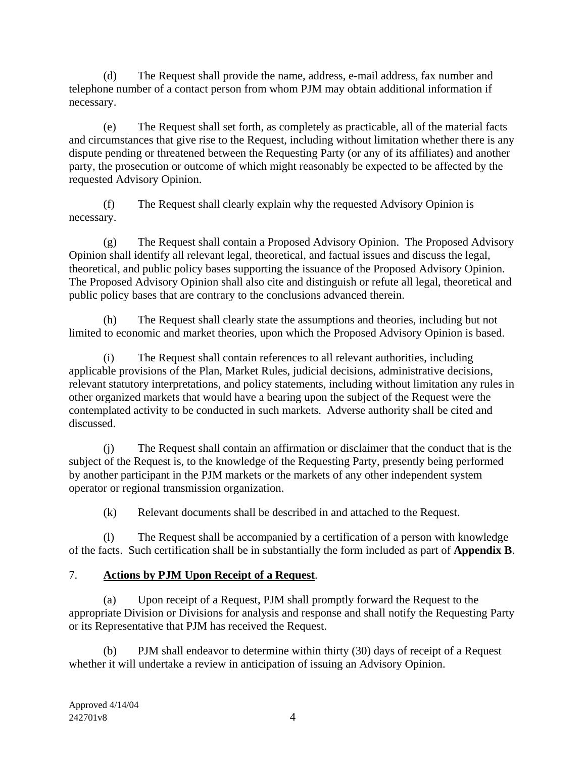(d) The Request shall provide the name, address, e-mail address, fax number and telephone number of a contact person from whom PJM may obtain additional information if necessary.

(e) The Request shall set forth, as completely as practicable, all of the material facts and circumstances that give rise to the Request, including without limitation whether there is any dispute pending or threatened between the Requesting Party (or any of its affiliates) and another party, the prosecution or outcome of which might reasonably be expected to be affected by the requested Advisory Opinion.

(f) The Request shall clearly explain why the requested Advisory Opinion is necessary.

(g) The Request shall contain a Proposed Advisory Opinion. The Proposed Advisory Opinion shall identify all relevant legal, theoretical, and factual issues and discuss the legal, theoretical, and public policy bases supporting the issuance of the Proposed Advisory Opinion. The Proposed Advisory Opinion shall also cite and distinguish or refute all legal, theoretical and public policy bases that are contrary to the conclusions advanced therein.

(h) The Request shall clearly state the assumptions and theories, including but not limited to economic and market theories, upon which the Proposed Advisory Opinion is based.

(i) The Request shall contain references to all relevant authorities, including applicable provisions of the Plan, Market Rules, judicial decisions, administrative decisions, relevant statutory interpretations, and policy statements, including without limitation any rules in other organized markets that would have a bearing upon the subject of the Request were the contemplated activity to be conducted in such markets. Adverse authority shall be cited and discussed.

(j) The Request shall contain an affirmation or disclaimer that the conduct that is the subject of the Request is, to the knowledge of the Requesting Party, presently being performed by another participant in the PJM markets or the markets of any other independent system operator or regional transmission organization.

(k) Relevant documents shall be described in and attached to the Request.

(l) The Request shall be accompanied by a certification of a person with knowledge of the facts. Such certification shall be in substantially the form included as part of **Appendix B**.

7. **<u>Actions by PJM Upon Receipt of a Request</u>**.

(a) Upon receipt of a Request, PJM shall promptly forward the Request to the appropriate Division or Divisions for analysis and response and shall notify the Requesting Party or its Representative that PJM has received the Request.

(b) PJM shall endeavor to determine within thirty (30) days of receipt of a Request whether it will undertake a review in anticipation of issuing an Advisory Opinion.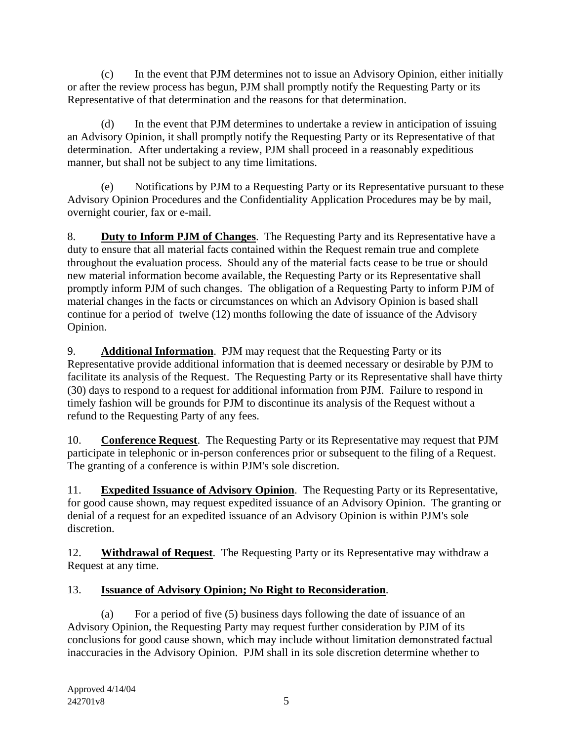(c) In the event that PJM determines not to issue an Advisory Opinion, either initially or after the review process has begun, PJM shall promptly notify the Requesting Party or its Representative of that determination and the reasons for that determination.

(d) In the event that PJM determines to undertake a review in anticipation of issuing an Advisory Opinion, it shall promptly notify the Requesting Party or its Representative of that determination. After undertaking a review, PJM shall proceed in a reasonably expeditious manner, but shall not be subject to any time limitations.

(e) Notifications by PJM to a Requesting Party or its Representative pursuant to these Advisory Opinion Procedures and the Confidentiality Application Procedures may be by mail, overnight courier, fax or e-mail.

8. **Duty to Inform PJM of Changes**. The Requesting Party and its Representative have a duty to ensure that all material facts contained within the Request remain true and complete throughout the evaluation process. Should any of the material facts cease to be true or should new material information become available, the Requesting Party or its Representative shall promptly inform PJM of such changes. The obligation of a Requesting Party to inform PJM of material changes in the facts or circumstances on which an Advisory Opinion is based shall continue for a period of twelve (12) months following the date of issuance of the Advisory Opinion.

9. **Additional Information**. PJM may request that the Requesting Party or its Representative provide additional information that is deemed necessary or desirable by PJM to facilitate its analysis of the Request. The Requesting Party or its Representative shall have thirty (30) days to respond to a request for additional information from PJM. Failure to respond in timely fashion will be grounds for PJM to discontinue its analysis of the Request without a refund to the Requesting Party of any fees.

10. **Conference Request**. The Requesting Party or its Representative may request that PJM participate in telephonic or in-person conferences prior or subsequent to the filing of a Request. The granting of a conference is within PJM's sole discretion.

11. **Expedited Issuance of Advisory Opinion**. The Requesting Party or its Representative, for good cause shown, may request expedited issuance of an Advisory Opinion. The granting or denial of a request for an expedited issuance of an Advisory Opinion is within PJM's sole discretion.

12. **Withdrawal of Request**. The Requesting Party or its Representative may withdraw a Request at any time.

13. **Issuance of Advisory Opinion; No Right to Reconsideration**.

(a) For a period of five (5) business days following the date of issuance of an Advisory Opinion, the Requesting Party may request further consideration by PJM of its conclusions for good cause shown, which may include without limitation demonstrated factual inaccuracies in the Advisory Opinion. PJM shall in its sole discretion determine whether to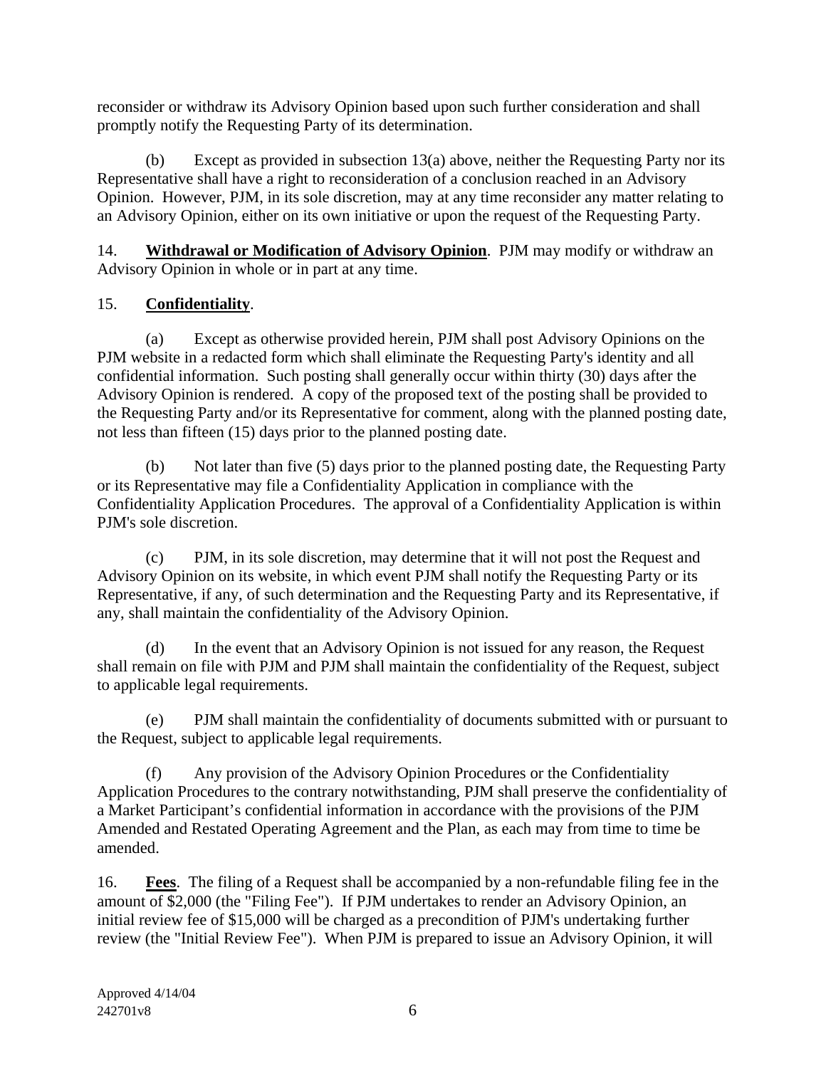reconsider or withdraw its Advisory Opinion based upon such further consideration and shall promptly notify the Requesting Party of its determination.

(b) Except as provided in subsection 13(a) above, neither the Requesting Party nor its Representative shall have a right to reconsideration of a conclusion reached in an Advisory Opinion. However, PJM, in its sole discretion, may at any time reconsider any matter relating to an Advisory Opinion, either on its own initiative or upon the request of the Requesting Party.

14. **Withdrawal or Modification of Advisory Opinion**. PJM may modify or withdraw an Advisory Opinion in whole or in part at any time.

15. **Confidentiality**.

(a) Except as otherwise provided herein, PJM shall post Advisory Opinions on the PJM website in a redacted form which shall eliminate the Requesting Party's identity and all confidential information. Such posting shall generally occur within thirty (30) days after the Advisory Opinion is rendered. A copy of the proposed text of the posting shall be provided to the Requesting Party and/or its Representative for comment, along with the planned posting date, not less than fifteen (15) days prior to the planned posting date.

(b) Not later than five (5) days prior to the planned posting date, the Requesting Party or its Representative may file a Confidentiality Application in compliance with the Confidentiality Application Procedures. The approval of a Confidentiality Application is within PJM's sole discretion.

(c) PJM, in its sole discretion, may determine that it will not post the Request and Advisory Opinion on its website, in which event PJM shall notify the Requesting Party or its Representative, if any, of such determination and the Requesting Party and its Representative, if any, shall maintain the confidentiality of the Advisory Opinion.

(d) In the event that an Advisory Opinion is not issued for any reason, the Request shall remain on file with PJM and PJM shall maintain the confidentiality of the Request, subject to applicable legal requirements.

(e) PJM shall maintain the confidentiality of documents submitted with or pursuant to the Request, subject to applicable legal requirements.

(f) Any provision of the Advisory Opinion Procedures or the Confidentiality Application Procedures to the contrary notwithstanding, PJM shall preserve the confidentiality of a Market Participant's confidential information in accordance with the provisions of the PJM Amended and Restated Operating Agreement and the Plan, as each may from time to time be amended.

16. **Fees**. The filing of a Request shall be accompanied by a non-refundable filing fee in the amount of $2,000 (the "Filing Fee"). If PJM undertakes to render an Advisory Opinion, an initial review fee of $15,000 will be charged as a precondition of PJM's undertaking further review (the "Initial Review Fee"). When PJM is prepared to issue an Advisory Opinion, it will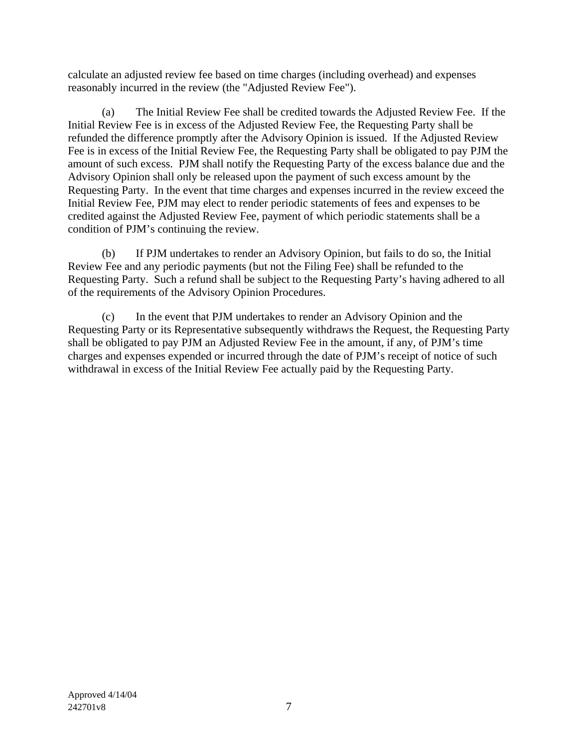calculate an adjusted review fee based on time charges (including overhead) and expenses reasonably incurred in the review (the "Adjusted Review Fee").

(a) The Initial Review Fee shall be credited towards the Adjusted Review Fee. If the Initial Review Fee is in excess of the Adjusted Review Fee, the Requesting Party shall be refunded the difference promptly after the Advisory Opinion is issued. If the Adjusted Review Fee is in excess of the Initial Review Fee, the Requesting Party shall be obligated to pay PJM the amount of such excess. PJM shall notify the Requesting Party of the excess balance due and the Advisory Opinion shall only be released upon the payment of such excess amount by the Requesting Party. In the event that time charges and expenses incurred in the review exceed the Initial Review Fee, PJM may elect to render periodic statements of fees and expenses to be credited against the Adjusted Review Fee, payment of which periodic statements shall be a condition of PJM's continuing the review.

(b) If PJM undertakes to render an Advisory Opinion, but fails to do so, the Initial Review Fee and any periodic payments (but not the Filing Fee) shall be refunded to the Requesting Party. Such a refund shall be subject to the Requesting Party's having adhered to all of the requirements of the Advisory Opinion Procedures.

(c) In the event that PJM undertakes to render an Advisory Opinion and the Requesting Party or its Representative subsequently withdraws the Request, the Requesting Party shall be obligated to pay PJM an Adjusted Review Fee in the amount, if any, of PJM's time charges and expenses expended or incurred through the date of PJM's receipt of notice of such withdrawal in excess of the Initial Review Fee actually paid by the Requesting Party.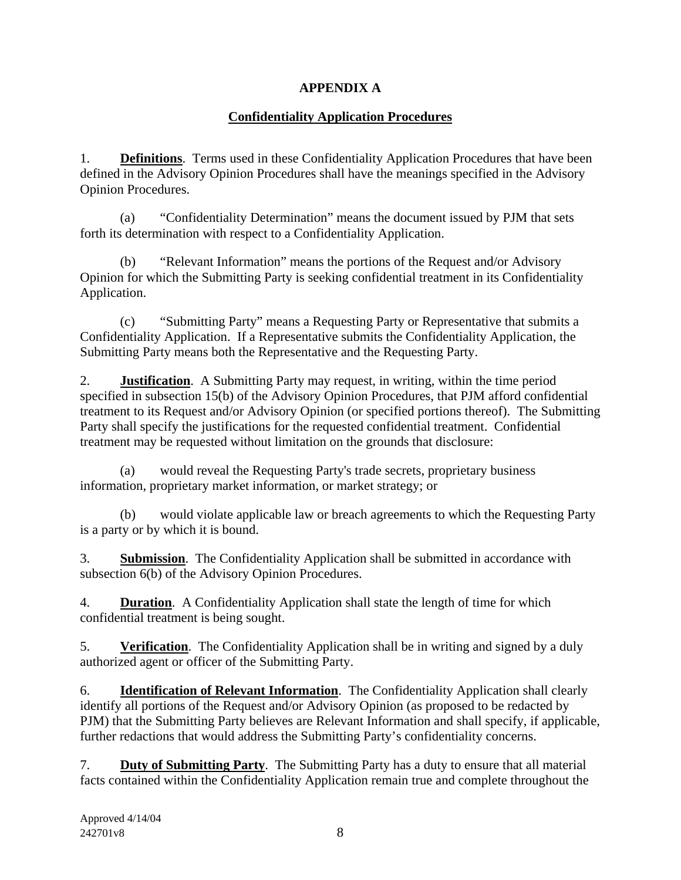# APPENDIX A

## Confidentiality Application Procedures

1. **Definitions**. Terms used in these Confidentiality Application Procedures that have been defined in the Advisory Opinion Procedures shall have the meanings specified in the Advisory Opinion Procedures.

   (a) "Confidentiality Determination" means the document issued by PJM that sets forth its determination with respect to a Confidentiality Application.

   (b) "Relevant Information" means the portions of the Request and/or Advisory Opinion for which the Submitting Party is seeking confidential treatment in its Confidentiality Application.

   (c) "Submitting Party" means a Requesting Party or Representative that submits a Confidentiality Application. If a Representative submits the Confidentiality Application, the Submitting Party means both the Representative and the Requesting Party.

2. **Justification**. A Submitting Party may request, in writing, within the time period specified in subsection 15(b) of the Advisory Opinion Procedures, that PJM afford confidential treatment to its Request and/or Advisory Opinion (or specified portions thereof). The Submitting Party shall specify the justifications for the requested confidential treatment. Confidential treatment may be requested without limitation on the grounds that disclosure:

   (a) would reveal the Requesting Party's trade secrets, proprietary business information, proprietary market information, or market strategy; or

   (b) would violate applicable law or breach agreements to which the Requesting Party is a party or by which it is bound.

3. **Submission**. The Confidentiality Application shall be submitted in accordance with subsection 6(b) of the Advisory Opinion Procedures.

4. **Duration**. A Confidentiality Application shall state the length of time for which confidential treatment is being sought.

5. **Verification**. The Confidentiality Application shall be in writing and signed by a duly authorized agent or officer of the Submitting Party.

6. **Identification of Relevant Information**. The Confidentiality Application shall clearly identify all portions of the Request and/or Advisory Opinion (as proposed to be redacted by PJM) that the Submitting Party believes are Relevant Information and shall specify, if applicable, further redactions that would address the Submitting Party's confidentiality concerns.

7. **Duty of Submitting Party**. The Submitting Party has a duty to ensure that all material facts contained within the Confidentiality Application remain true and complete throughout the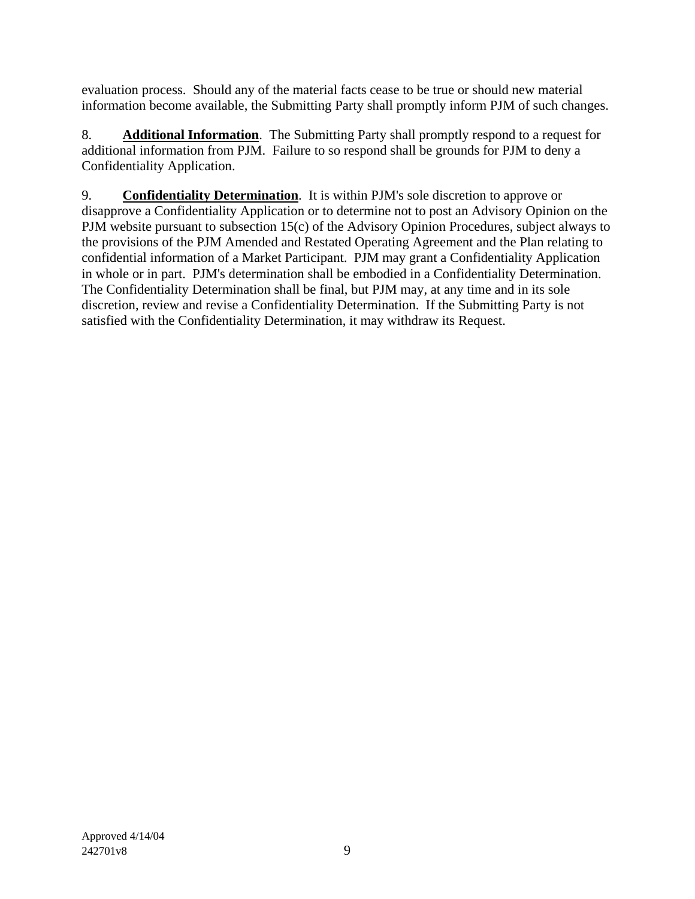evaluation process. Should any of the material facts cease to be true or should new material information become available, the Submitting Party shall promptly inform PJM of such changes.

8. **Additional Information**. The Submitting Party shall promptly respond to a request for additional information from PJM. Failure to so respond shall be grounds for PJM to deny a Confidentiality Application.

9. **Confidentiality Determination**. It is within PJM's sole discretion to approve or disapprove a Confidentiality Application or to determine not to post an Advisory Opinion on the PJM website pursuant to subsection 15(c) of the Advisory Opinion Procedures, subject always to the provisions of the PJM Amended and Restated Operating Agreement and the Plan relating to confidential information of a Market Participant. PJM may grant a Confidentiality Application in whole or in part. PJM's determination shall be embodied in a Confidentiality Determination. The Confidentiality Determination shall be final, but PJM may, at any time and in its sole discretion, review and revise a Confidentiality Determination. If the Submitting Party is not satisfied with the Confidentiality Determination, it may withdraw its Request.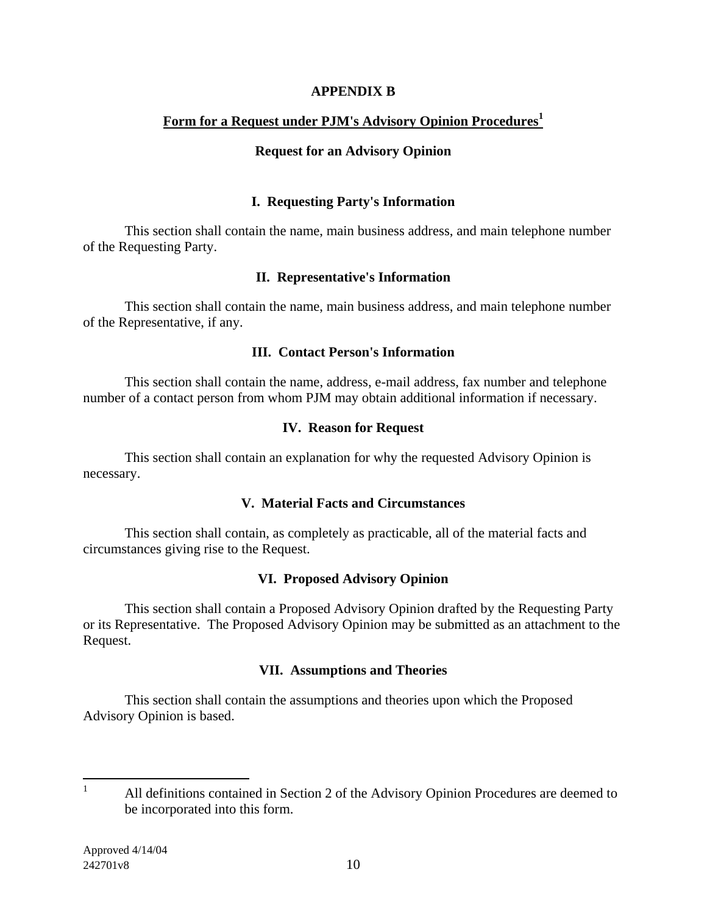# APPENDIX B

## Form for a Request under PJM's Advisory Opinion Procedures[1]

### Request for an Advisory Opinion

### I. Requesting Party's Information

This section shall contain the name, main business address, and main telephone number of the Requesting Party.

### II. Representative's Information

This section shall contain the name, main business address, and main telephone number of the Representative, if any.

### III. Contact Person's Information

This section shall contain the name, address, e-mail address, fax number and telephone number of a contact person from whom PJM may obtain additional information if necessary.

### IV. Reason for Request

This section shall contain an explanation for why the requested Advisory Opinion is necessary.

### V. Material Facts and Circumstances

This section shall contain, as completely as practicable, all of the material facts and circumstances giving rise to the Request.

### VI. Proposed Advisory Opinion

This section shall contain a Proposed Advisory Opinion drafted by the Requesting Party or its Representative. The Proposed Advisory Opinion may be submitted as an attachment to the Request.

### VII. Assumptions and Theories

This section shall contain the assumptions and theories upon which the Proposed Advisory Opinion is based.

---

[1] All definitions contained in Section 2 of the Advisory Opinion Procedures are deemed to be incorporated into this form.

Approved 4/14/04
242701v8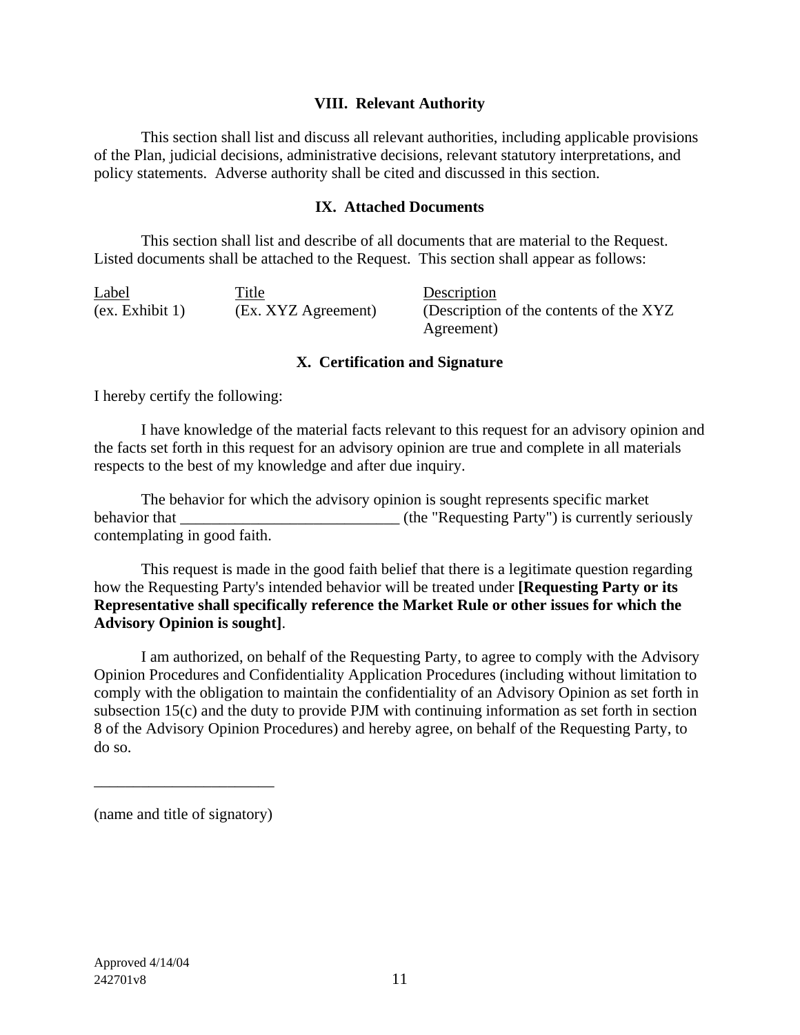### VIII. Relevant Authority

This section shall list and discuss all relevant authorities, including applicable provisions of the Plan, judicial decisions, administrative decisions, relevant statutory interpretations, and policy statements. Adverse authority shall be cited and discussed in this section.

### IX. Attached Documents

This section shall list and describe of all documents that are material to the Request. Listed documents shall be attached to the Request. This section shall appear as follows:

| Label | Title | Description |
|---|---|---|
| (ex. Exhibit 1) | (Ex. XYZ Agreement) | (Description of the contents of the XYZ Agreement) |

### X. Certification and Signature

I hereby certify the following:

I have knowledge of the material facts relevant to this request for an advisory opinion and the facts set forth in this request for an advisory opinion are true and complete in all materials respects to the best of my knowledge and after due inquiry.

The behavior for which the advisory opinion is sought represents specific market behavior that ____________________________ (the "Requesting Party") is currently seriously contemplating in good faith.

This request is made in the good faith belief that there is a legitimate question regarding how the Requesting Party's intended behavior will be treated under **[Requesting Party or its Representative shall specifically reference the Market Rule or other issues for which the Advisory Opinion is sought]**.

I am authorized, on behalf of the Requesting Party, to agree to comply with the Advisory Opinion Procedures and Confidentiality Application Procedures (including without limitation to comply with the obligation to maintain the confidentiality of an Advisory Opinion as set forth in subsection 15(c) and the duty to provide PJM with continuing information as set forth in section 8 of the Advisory Opinion Procedures) and hereby agree, on behalf of the Requesting Party, to do so.

_______________________

(name and title of signatory)

Approved 4/14/04
242701v8